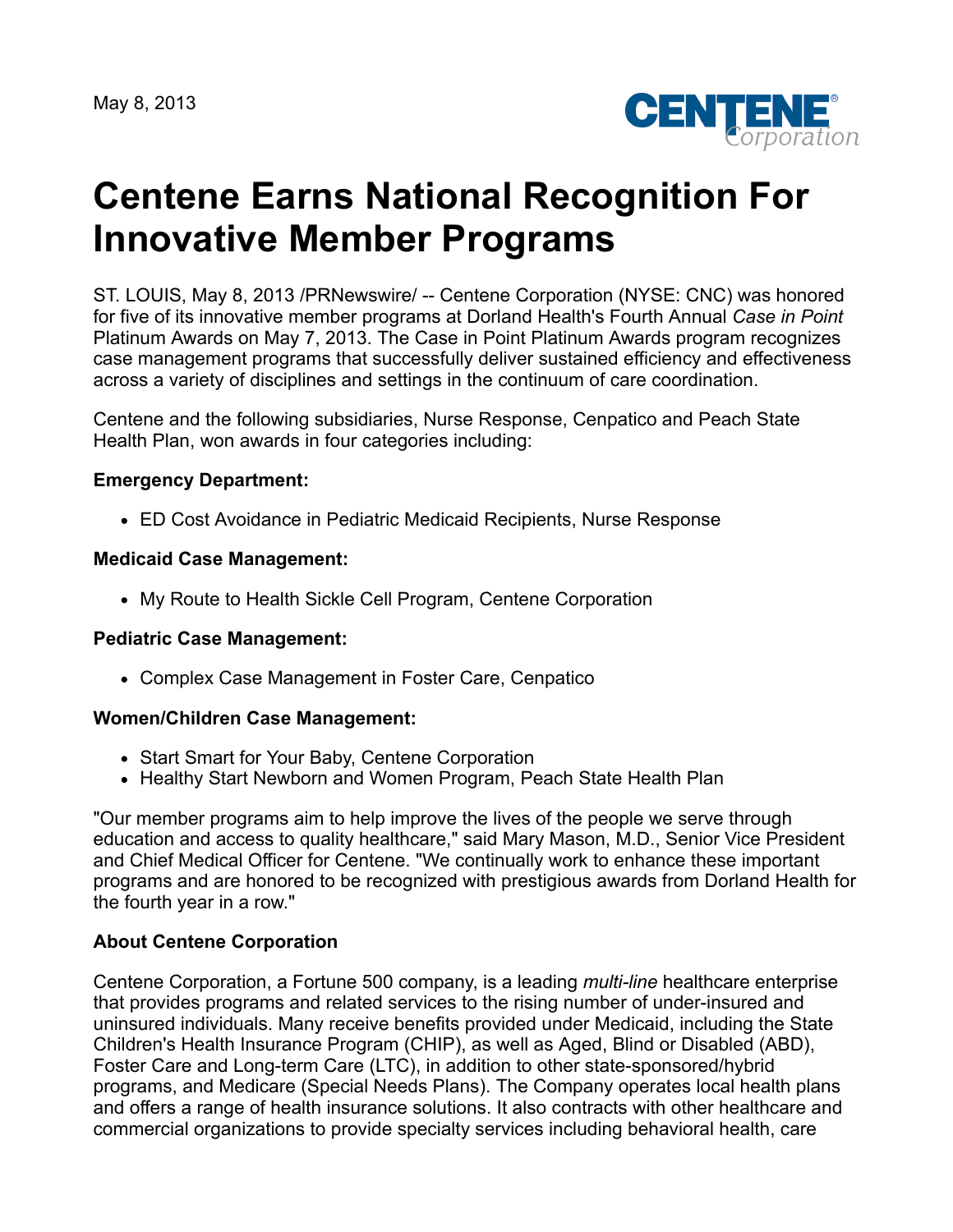May 8, 2013

# Centene Earns National Recognition For Innovative Member Programs

ST. LOUIS, May 8, 2013 /PRNewswire/ -- Centene Corporation (NYSE: CNC) was honored for five of its innovative member programs at Dorland Health's Fourth Annual *Case in Point* Platinum Awards on May 7, 2013. The Case in Point Platinum Awards program recognizes case management programs that successfully deliver sustained efficiency and effectiveness across a variety of disciplines and settings in the continuum of care coordination.

Centene and the following subsidiaries, Nurse Response, Cenpatico and Peach State Health Plan, won awards in four categories including:

**Emergency Department:**

- ED Cost Avoidance in Pediatric Medicaid Recipients, Nurse Response

**Medicaid Case Management:**

- My Route to Health Sickle Cell Program, Centene Corporation

**Pediatric Case Management:**

- Complex Case Management in Foster Care, Cenpatico

**Women/Children Case Management:**

- Start Smart for Your Baby, Centene Corporation
- Healthy Start Newborn and Women Program, Peach State Health Plan

"Our member programs aim to help improve the lives of the people we serve through education and access to quality healthcare," said Mary Mason, M.D., Senior Vice President and Chief Medical Officer for Centene. "We continually work to enhance these important programs and are honored to be recognized with prestigious awards from Dorland Health for the fourth year in a row."

**About Centene Corporation**

Centene Corporation, a Fortune 500 company, is a leading *multi-line* healthcare enterprise that provides programs and related services to the rising number of under-insured and uninsured individuals. Many receive benefits provided under Medicaid, including the State Children's Health Insurance Program (CHIP), as well as Aged, Blind or Disabled (ABD), Foster Care and Long-term Care (LTC), in addition to other state-sponsored/hybrid programs, and Medicare (Special Needs Plans). The Company operates local health plans and offers a range of health insurance solutions. It also contracts with other healthcare and commercial organizations to provide specialty services including behavioral health, care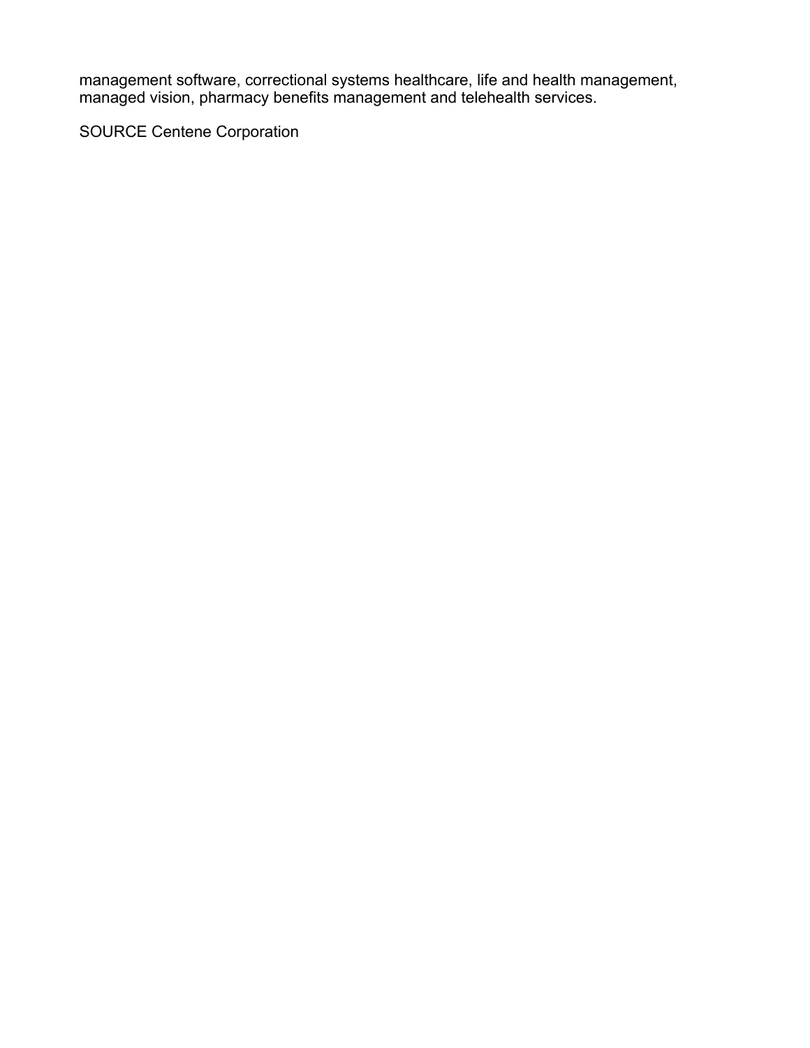management software, correctional systems healthcare, life and health management, managed vision, pharmacy benefits management and telehealth services.

SOURCE Centene Corporation